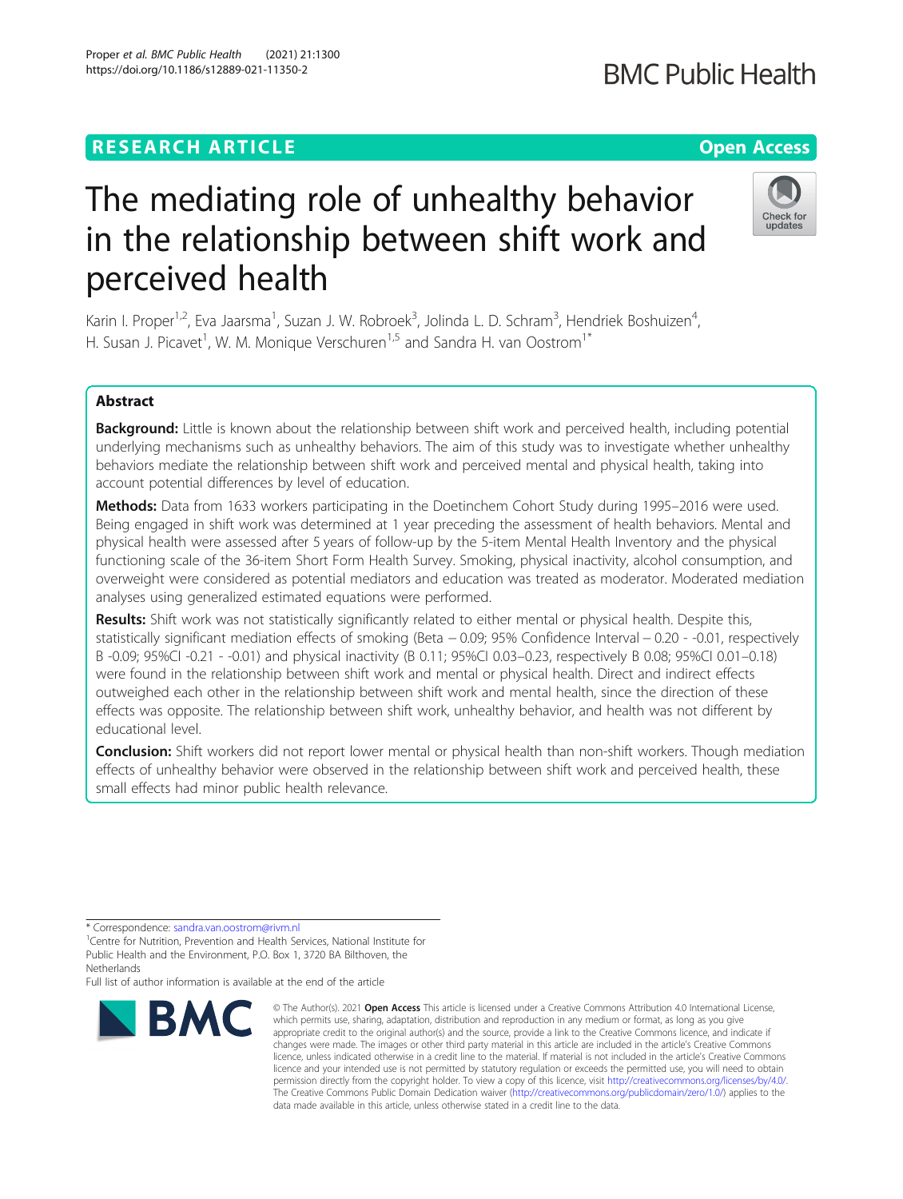RESEARCH ARTICLE

Open Access

# The mediating role of unhealthy behavior in the relationship between shift work and perceived health

Karin I. Proper[1,2], Eva Jaarsma[1], Suzan J. W. Robroek[3], Jolinda L. D. Schram[3], Hendriek Boshuizen[4], H. Susan J. Picavet[1], W. M. Monique Verschuren[1,5] and Sandra H. van Oostrom[1*]

## Abstract

**Background:** Little is known about the relationship between shift work and perceived health, including potential underlying mechanisms such as unhealthy behaviors. The aim of this study was to investigate whether unhealthy behaviors mediate the relationship between shift work and perceived mental and physical health, taking into account potential differences by level of education.

**Methods:** Data from 1633 workers participating in the Doetinchem Cohort Study during 1995–2016 were used. Being engaged in shift work was determined at 1 year preceding the assessment of health behaviors. Mental and physical health were assessed after 5 years of follow-up by the 5-item Mental Health Inventory and the physical functioning scale of the 36-item Short Form Health Survey. Smoking, physical inactivity, alcohol consumption, and overweight were considered as potential mediators and education was treated as moderator. Moderated mediation analyses using generalized estimated equations were performed.

**Results:** Shift work was not statistically significantly related to either mental or physical health. Despite this, statistically significant mediation effects of smoking (Beta − 0.09; 95% Confidence Interval − 0.20 - -0.01, respectively B -0.09; 95%CI -0.21 - -0.01) and physical inactivity (B 0.11; 95%CI 0.03–0.23, respectively B 0.08; 95%CI 0.01–0.18) were found in the relationship between shift work and mental or physical health. Direct and indirect effects outweighed each other in the relationship between shift work and mental health, since the direction of these effects was opposite. The relationship between shift work, unhealthy behavior, and health was not different by educational level.

**Conclusion:** Shift workers did not report lower mental or physical health than non-shift workers. Though mediation effects of unhealthy behavior were observed in the relationship between shift work and perceived health, these small effects had minor public health relevance.

---

\* Correspondence: sandra.van.oostrom@rivm.nl
[1]Centre for Nutrition, Prevention and Health Services, National Institute for Public Health and the Environment, P.O. Box 1, 3720 BA Bilthoven, the Netherlands
Full list of author information is available at the end of the article

© The Author(s). 2021 **Open Access** This article is licensed under a Creative Commons Attribution 4.0 International License, which permits use, sharing, adaptation, distribution and reproduction in any medium or format, as long as you give appropriate credit to the original author(s) and the source, provide a link to the Creative Commons licence, and indicate if changes were made. The images or other third party material in this article are included in the article's Creative Commons licence, unless indicated otherwise in a credit line to the material. If material is not included in the article's Creative Commons licence and your intended use is not permitted by statutory regulation or exceeds the permitted use, you will need to obtain permission directly from the copyright holder. To view a copy of this licence, visit http://creativecommons.org/licenses/by/4.0/. The Creative Commons Public Domain Dedication waiver (http://creativecommons.org/publicdomain/zero/1.0/) applies to the data made available in this article, unless otherwise stated in a credit line to the data.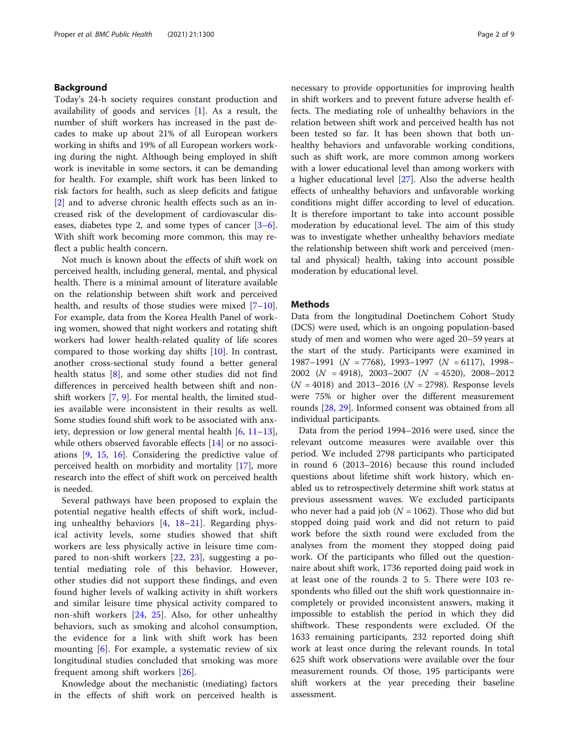## Background

Today's 24-h society requires constant production and availability of goods and services [1]. As a result, the number of shift workers has increased in the past decades to make up about 21% of all European workers working in shifts and 19% of all European workers working during the night. Although being employed in shift work is inevitable in some sectors, it can be demanding for health. For example, shift work has been linked to risk factors for health, such as sleep deficits and fatigue [2] and to adverse chronic health effects such as an increased risk of the development of cardiovascular diseases, diabetes type 2, and some types of cancer [3–6]. With shift work becoming more common, this may reflect a public health concern.

Not much is known about the effects of shift work on perceived health, including general, mental, and physical health. There is a minimal amount of literature available on the relationship between shift work and perceived health, and results of those studies were mixed [7–10]. For example, data from the Korea Health Panel of working women, showed that night workers and rotating shift workers had lower health-related quality of life scores compared to those working day shifts [10]. In contrast, another cross-sectional study found a better general health status [8], and some other studies did not find differences in perceived health between shift and non-shift workers [7, 9]. For mental health, the limited studies available were inconsistent in their results as well. Some studies found shift work to be associated with anxiety, depression or low general mental health [6, 11–13], while others observed favorable effects [14] or no associations [9, 15, 16]. Considering the predictive value of perceived health on morbidity and mortality [17], more research into the effect of shift work on perceived health is needed.

Several pathways have been proposed to explain the potential negative health effects of shift work, including unhealthy behaviors [4, 18–21]. Regarding physical activity levels, some studies showed that shift workers are less physically active in leisure time compared to non-shift workers [22, 23], suggesting a potential mediating role of this behavior. However, other studies did not support these findings, and even found higher levels of walking activity in shift workers and similar leisure time physical activity compared to non-shift workers [24, 25]. Also, for other unhealthy behaviors, such as smoking and alcohol consumption, the evidence for a link with shift work has been mounting [6]. For example, a systematic review of six longitudinal studies concluded that smoking was more frequent among shift workers [26].

Knowledge about the mechanistic (mediating) factors in the effects of shift work on perceived health is necessary to provide opportunities for improving health in shift workers and to prevent future adverse health effects. The mediating role of unhealthy behaviors in the relation between shift work and perceived health has not been tested so far. It has been shown that both unhealthy behaviors and unfavorable working conditions, such as shift work, are more common among workers with a lower educational level than among workers with a higher educational level [27]. Also the adverse health effects of unhealthy behaviors and unfavorable working conditions might differ according to level of education. It is therefore important to take into account possible moderation by educational level. The aim of this study was to investigate whether unhealthy behaviors mediate the relationship between shift work and perceived (mental and physical) health, taking into account possible moderation by educational level.

## Methods

Data from the longitudinal Doetinchem Cohort Study (DCS) were used, which is an ongoing population-based study of men and women who were aged 20–59 years at the start of the study. Participants were examined in 1987–1991 ($N = 7768$), 1993–1997 ($N = 6117$), 1998–2002 ($N = 4918$), 2003–2007 ($N = 4520$), 2008–2012 ($N = 4018$) and 2013–2016 ($N = 2798$). Response levels were 75% or higher over the different measurement rounds [28, 29]. Informed consent was obtained from all individual participants.

Data from the period 1994–2016 were used, since the relevant outcome measures were available over this period. We included 2798 participants who participated in round 6 (2013–2016) because this round included questions about lifetime shift work history, which enabled us to retrospectively determine shift work status at previous assessment waves. We excluded participants who never had a paid job ($N = 1062$). Those who did but stopped doing paid work and did not return to paid work before the sixth round were excluded from the analyses from the moment they stopped doing paid work. Of the participants who filled out the questionnaire about shift work, 1736 reported doing paid work in at least one of the rounds 2 to 5. There were 103 respondents who filled out the shift work questionnaire incompletely or provided inconsistent answers, making it impossible to establish the period in which they did shiftwork. These respondents were excluded. Of the 1633 remaining participants, 232 reported doing shift work at least once during the relevant rounds. In total 625 shift work observations were available over the four measurement rounds. Of those, 195 participants were shift workers at the year preceding their baseline assessment.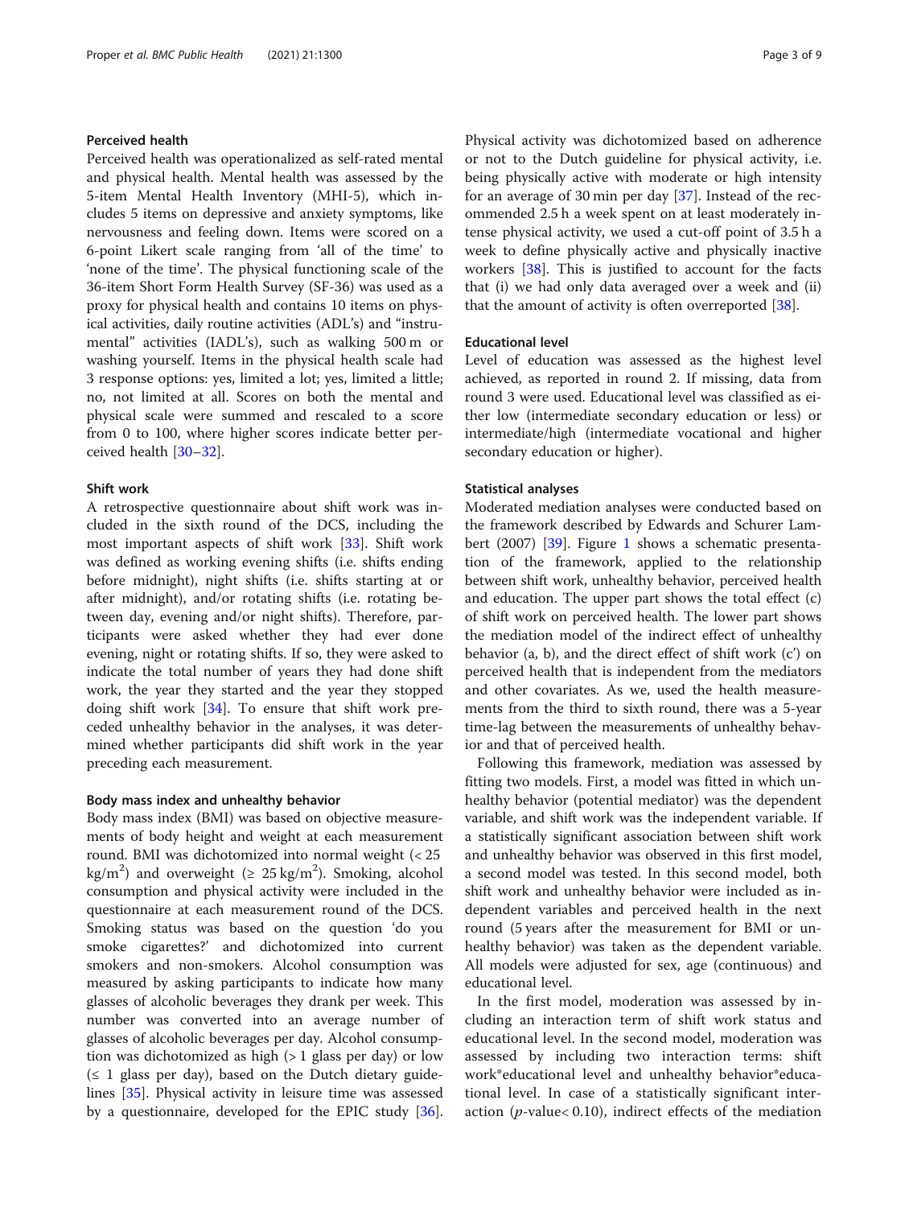### Perceived health

Perceived health was operationalized as self-rated mental and physical health. Mental health was assessed by the 5-item Mental Health Inventory (MHI-5), which includes 5 items on depressive and anxiety symptoms, like nervousness and feeling down. Items were scored on a 6-point Likert scale ranging from 'all of the time' to 'none of the time'. The physical functioning scale of the 36-item Short Form Health Survey (SF-36) was used as a proxy for physical health and contains 10 items on physical activities, daily routine activities (ADL's) and "instrumental" activities (IADL's), such as walking 500 m or washing yourself. Items in the physical health scale had 3 response options: yes, limited a lot; yes, limited a little; no, not limited at all. Scores on both the mental and physical scale were summed and rescaled to a score from 0 to 100, where higher scores indicate better perceived health [30–32].

### Shift work

A retrospective questionnaire about shift work was included in the sixth round of the DCS, including the most important aspects of shift work [33]. Shift work was defined as working evening shifts (i.e. shifts ending before midnight), night shifts (i.e. shifts starting at or after midnight), and/or rotating shifts (i.e. rotating between day, evening and/or night shifts). Therefore, participants were asked whether they had ever done evening, night or rotating shifts. If so, they were asked to indicate the total number of years they had done shift work, the year they started and the year they stopped doing shift work [34]. To ensure that shift work preceded unhealthy behavior in the analyses, it was determined whether participants did shift work in the year preceding each measurement.

### Body mass index and unhealthy behavior

Body mass index (BMI) was based on objective measurements of body height and weight at each measurement round. BMI was dichotomized into normal weight (< 25 kg/m$^2$) and overweight (≥ 25 kg/m$^2$). Smoking, alcohol consumption and physical activity were included in the questionnaire at each measurement round of the DCS. Smoking status was based on the question 'do you smoke cigarettes?' and dichotomized into current smokers and non-smokers. Alcohol consumption was measured by asking participants to indicate how many glasses of alcoholic beverages they drank per week. This number was converted into an average number of glasses of alcoholic beverages per day. Alcohol consumption was dichotomized as high (> 1 glass per day) or low (≤ 1 glass per day), based on the Dutch dietary guidelines [35]. Physical activity in leisure time was assessed by a questionnaire, developed for the EPIC study [36]. Physical activity was dichotomized based on adherence or not to the Dutch guideline for physical activity, i.e. being physically active with moderate or high intensity for an average of 30 min per day [37]. Instead of the recommended 2.5 h a week spent on at least moderately intense physical activity, we used a cut-off point of 3.5 h a week to define physically active and physically inactive workers [38]. This is justified to account for the facts that (i) we had only data averaged over a week and (ii) that the amount of activity is often overreported [38].

### Educational level

Level of education was assessed as the highest level achieved, as reported in round 2. If missing, data from round 3 were used. Educational level was classified as either low (intermediate secondary education or less) or intermediate/high (intermediate vocational and higher secondary education or higher).

### Statistical analyses

Moderated mediation analyses were conducted based on the framework described by Edwards and Schurer Lambert (2007) [39]. Figure 1 shows a schematic presentation of the framework, applied to the relationship between shift work, unhealthy behavior, perceived health and education. The upper part shows the total effect (c) of shift work on perceived health. The lower part shows the mediation model of the indirect effect of unhealthy behavior (a, b), and the direct effect of shift work (c') on perceived health that is independent from the mediators and other covariates. As we, used the health measurements from the third to sixth round, there was a 5-year time-lag between the measurements of unhealthy behavior and that of perceived health.

Following this framework, mediation was assessed by fitting two models. First, a model was fitted in which unhealthy behavior (potential mediator) was the dependent variable, and shift work was the independent variable. If a statistically significant association between shift work and unhealthy behavior was observed in this first model, a second model was tested. In this second model, both shift work and unhealthy behavior were included as independent variables and perceived health in the next round (5 years after the measurement for BMI or unhealthy behavior) was taken as the dependent variable. All models were adjusted for sex, age (continuous) and educational level.

In the first model, moderation was assessed by including an interaction term of shift work status and educational level. In the second model, moderation was assessed by including two interaction terms: shift work*educational level and unhealthy behavior*educational level. In case of a statistically significant interaction ($p$-value< 0.10), indirect effects of the mediation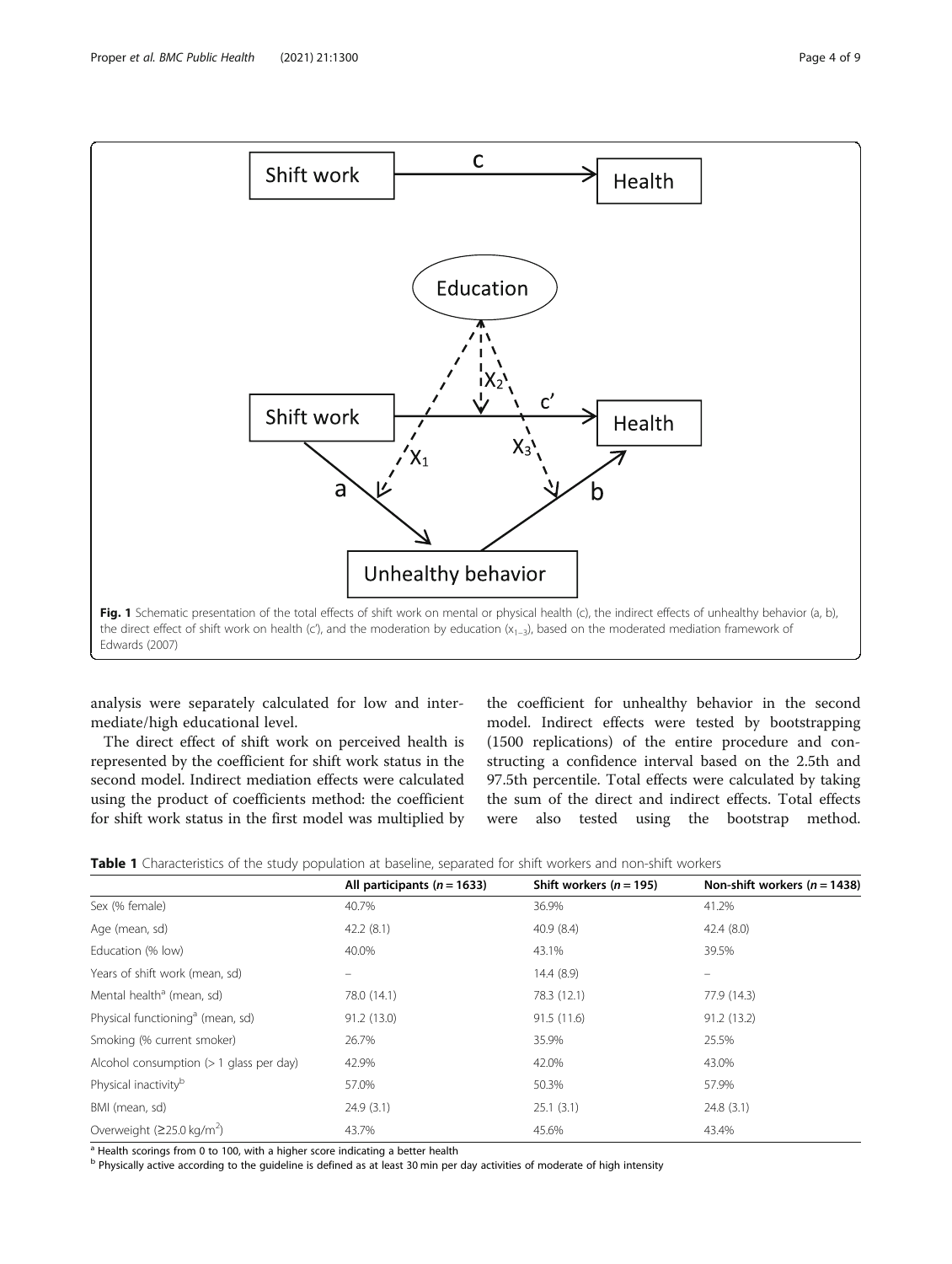Fig. 1 Schematic presentation of the total effects of shift work on mental or physical health (c), the indirect effects of unhealthy behavior (a, b), the direct effect of shift work on health (c'), and the moderation by education ($x_{1-3}$), based on the moderated mediation framework of Edwards (2007)

analysis were separately calculated for low and intermediate/high educational level.

The direct effect of shift work on perceived health is represented by the coefficient for shift work status in the second model. Indirect mediation effects were calculated using the product of coefficients method: the coefficient for shift work status in the first model was multiplied by the coefficient for unhealthy behavior in the second model. Indirect effects were tested by bootstrapping (1500 replications) of the entire procedure and constructing a confidence interval based on the 2.5th and 97.5th percentile. Total effects were calculated by taking the sum of the direct and indirect effects. Total effects were also tested using the bootstrap method.

**Table 1** Characteristics of the study population at baseline, separated for shift workers and non-shift workers

| | All participants (n = 1633) | Shift workers (n = 195) | Non-shift workers (n = 1438) |
|---|---|---|---|
| Sex (% female) | 40.7% | 36.9% | 41.2% |
| Age (mean, sd) | 42.2 (8.1) | 40.9 (8.4) | 42.4 (8.0) |
| Education (% low) | 40.0% | 43.1% | 39.5% |
| Years of shift work (mean, sd) | – | 14.4 (8.9) | – |
| Mental health[a] (mean, sd) | 78.0 (14.1) | 78.3 (12.1) | 77.9 (14.3) |
| Physical functioning[a] (mean, sd) | 91.2 (13.0) | 91.5 (11.6) | 91.2 (13.2) |
| Smoking (% current smoker) | 26.7% | 35.9% | 25.5% |
| Alcohol consumption (> 1 glass per day) | 42.9% | 42.0% | 43.0% |
| Physical inactivity[b] | 57.0% | 50.3% | 57.9% |
| BMI (mean, sd) | 24.9 (3.1) | 25.1 (3.1) | 24.8 (3.1) |
| Overweight (≥25.0 kg/m$^2$) | 43.7% | 45.6% | 43.4% |

[a] Health scorings from 0 to 100, with a higher score indicating a better health
[b] Physically active according to the guideline is defined as at least 30 min per day activities of moderate of high intensity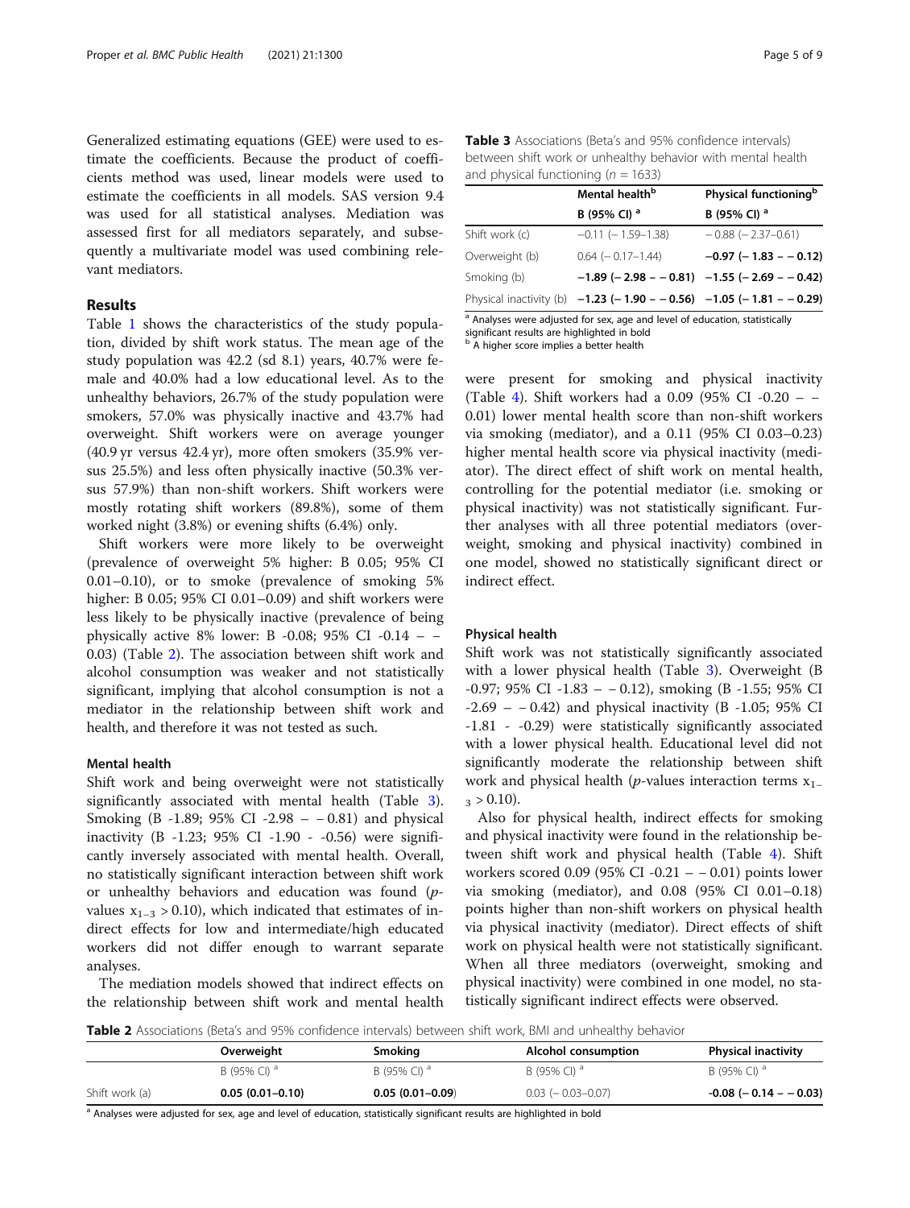Generalized estimating equations (GEE) were used to estimate the coefficients. Because the product of coefficients method was used, linear models were used to estimate the coefficients in all models. SAS version 9.4 was used for all statistical analyses. Mediation was assessed first for all mediators separately, and subsequently a multivariate model was used combining relevant mediators.

## Results

Table 1 shows the characteristics of the study population, divided by shift work status. The mean age of the study population was 42.2 (sd 8.1) years, 40.7% were female and 40.0% had a low educational level. As to the unhealthy behaviors, 26.7% of the study population were smokers, 57.0% was physically inactive and 43.7% had overweight. Shift workers were on average younger (40.9 yr versus 42.4 yr), more often smokers (35.9% versus 25.5%) and less often physically inactive (50.3% versus 57.9%) than non-shift workers. Shift workers were mostly rotating shift workers (89.8%), some of them worked night (3.8%) or evening shifts (6.4%) only.

Shift workers were more likely to be overweight (prevalence of overweight 5% higher: B 0.05; 95% CI 0.01–0.10), or to smoke (prevalence of smoking 5% higher: B 0.05; 95% CI 0.01–0.09) and shift workers were less likely to be physically inactive (prevalence of being physically active 8% lower: B -0.08; 95% CI -0.14 – −0.03) (Table 2). The association between shift work and alcohol consumption was weaker and not statistically significant, implying that alcohol consumption is not a mediator in the relationship between shift work and health, and therefore it was not tested as such.

### Mental health

Shift work and being overweight were not statistically significantly associated with mental health (Table 3). Smoking (B -1.89; 95% CI -2.98 – −0.81) and physical inactivity (B -1.23; 95% CI -1.90 - -0.56) were significantly inversely associated with mental health. Overall, no statistically significant interaction between shift work or unhealthy behaviors and education was found ($p$-values $x_{1-3} > 0.10$), which indicated that estimates of indirect effects for low and intermediate/high educated workers did not differ enough to warrant separate analyses.

The mediation models showed that indirect effects on the relationship between shift work and mental health were present for smoking and physical inactivity (Table 4). Shift workers had a 0.09 (95% CI -0.20 – −0.01) lower mental health score than non-shift workers via smoking (mediator), and a 0.11 (95% CI 0.03–0.23) higher mental health score via physical inactivity (mediator). The direct effect of shift work on mental health, controlling for the potential mediator (i.e. smoking or physical inactivity) was not statistically significant. Further analyses with all three potential mediators (overweight, smoking and physical inactivity) combined in one model, showed no statistically significant direct or indirect effect.

**Table 3** Associations (Beta's and 95% confidence intervals) between shift work or unhealthy behavior with mental health and physical functioning ($n = 1633$)

| | Mental health[b] | Physical functioning[b] |
|---|---|---|
| | B (95% CI) [a] | B (95% CI) [a] |
| Shift work (c) | −0.11 (− 1.59–1.38) | − 0.88 (− 2.37–0.61) |
| Overweight (b) | 0.64 (− 0.17–1.44) | **−0.97 (− 1.83 – − 0.12)** |
| Smoking (b) | **−1.89 (− 2.98 – − 0.81)** | **−1.55 (− 2.69 – − 0.42)** |
| Physical inactivity (b) | **−1.23 (− 1.90 – − 0.56)** | **−1.05 (− 1.81 – − 0.29)** |

[a] Analyses were adjusted for sex, age and level of education, statistically significant results are highlighted in bold
[b] A higher score implies a better health

### Physical health

Shift work was not statistically significantly associated with a lower physical health (Table 3). Overweight (B -0.97; 95% CI -1.83 – −0.12), smoking (B -1.55; 95% CI -2.69 – −0.42) and physical inactivity (B -1.05; 95% CI -1.81 - -0.29) were statistically significantly associated with a lower physical health. Educational level did not significantly moderate the relationship between shift work and physical health ($p$-values interaction terms $x_{1-3} > 0.10$).

Also for physical health, indirect effects for smoking and physical inactivity were found in the relationship between shift work and physical health (Table 4). Shift workers scored 0.09 (95% CI -0.21 – −0.01) points lower via smoking (mediator), and 0.08 (95% CI 0.01–0.18) points higher than non-shift workers on physical health via physical inactivity (mediator). Direct effects of shift work on physical health were not statistically significant. When all three mediators (overweight, smoking and physical inactivity) were combined in one model, no statistically significant indirect effects were observed.

**Table 2** Associations (Beta's and 95% confidence intervals) between shift work, BMI and unhealthy behavior

| | Overweight | Smoking | Alcohol consumption | Physical inactivity |
|---|---|---|---|---|
| | B (95% CI) [a] | B (95% CI) [a] | B (95% CI) [a] | B (95% CI) [a] |
| Shift work (a) | **0.05 (0.01–0.10)** | **0.05 (0.01–0.09)** | 0.03 (− 0.03–0.07) | **-0.08 (− 0.14 – − 0.03)** |

[a] Analyses were adjusted for sex, age and level of education, statistically significant results are highlighted in bold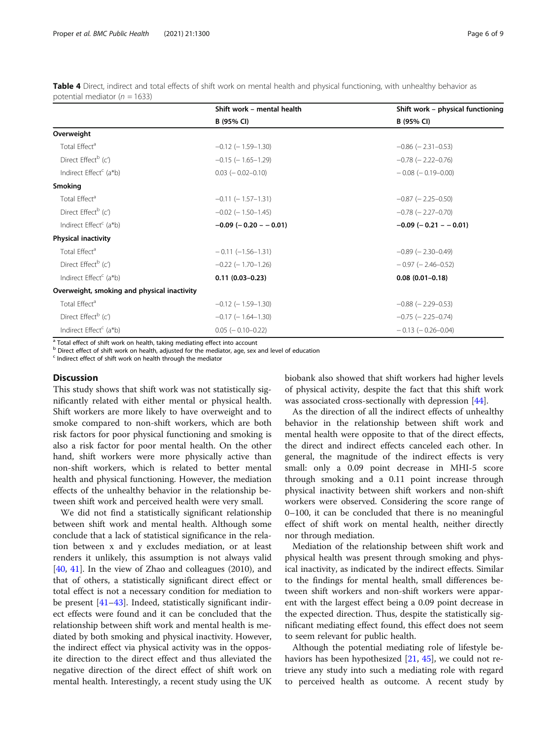**Table 4** Direct, indirect and total effects of shift work on mental health and physical functioning, with unhealthy behavior as potential mediator ($n = 1633$)

| | Shift work – mental health | Shift work – physical functioning |
|---|---|---|
| | B (95% CI) | B (95% CI) |
| **Overweight** | | |
| Total Effect[a] | −0.12 (− 1.59–1.30) | −0.86 (− 2.31–0.53) |
| Direct Effect[b] (c′) | −0.15 (− 1.65–1.29) | −0.78 (− 2.22–0.76) |
| Indirect Effect[c] (a*b) | 0.03 (− 0.02–0.10) | − 0.08 (− 0.19–0.00) |
| **Smoking** | | |
| Total Effect[a] | −0.11 (− 1.57–1.31) | −0.87 (− 2.25–0.50) |
| Direct Effect[b] (c′) | −0.02 (− 1.50–1.45) | −0.78 (− 2.27–0.70) |
| Indirect Effect[c] (a*b) | **−0.09 (− 0.20 – − 0.01)** | **−0.09 (− 0.21 – − 0.01)** |
| **Physical inactivity** | | |
| Total Effect[a] | − 0.11 (−1.56–1.31) | −0.89 (− 2.30–0.49) |
| Direct Effect[b] (c′) | −0.22 (− 1.70–1.26) | − 0.97 (− 2.46–0.52) |
| Indirect Effect[c] (a*b) | **0.11 (0.03–0.23)** | **0.08 (0.01–0.18)** |
| **Overweight, smoking and physical inactivity** | | |
| Total Effect[a] | −0.12 (− 1.59–1.30) | −0.88 (− 2.29–0.53) |
| Direct Effect[b] (c′) | −0.17 (− 1.64–1.30) | −0.75 (− 2.25–0.74) |
| Indirect Effect[c] (a*b) | 0.05 (− 0.10–0.22) | − 0.13 (− 0.26–0.04) |

[a] Total effect of shift work on health, taking mediating effect into account
[b] Direct effect of shift work on health, adjusted for the mediator, age, sex and level of education
[c] Indirect effect of shift work on health through the mediator

## Discussion

This study shows that shift work was not statistically significantly related with either mental or physical health. Shift workers are more likely to have overweight and to smoke compared to non-shift workers, which are both risk factors for poor physical functioning and smoking is also a risk factor for poor mental health. On the other hand, shift workers were more physically active than non-shift workers, which is related to better mental health and physical functioning. However, the mediation effects of the unhealthy behavior in the relationship between shift work and perceived health were very small.

We did not find a statistically significant relationship between shift work and mental health. Although some conclude that a lack of statistical significance in the relation between x and y excludes mediation, or at least renders it unlikely, this assumption is not always valid [40, 41]. In the view of Zhao and colleagues (2010), and that of others, a statistically significant direct effect or total effect is not a necessary condition for mediation to be present [41–43]. Indeed, statistically significant indirect effects were found and it can be concluded that the relationship between shift work and mental health is mediated by both smoking and physical inactivity. However, the indirect effect via physical activity was in the opposite direction to the direct effect and thus alleviated the negative direction of the direct effect of shift work on mental health. Interestingly, a recent study using the UK biobank also showed that shift workers had higher levels of physical activity, despite the fact that this shift work was associated cross-sectionally with depression [44].

As the direction of all the indirect effects of unhealthy behavior in the relationship between shift work and mental health were opposite to that of the direct effects, the direct and indirect effects canceled each other. In general, the magnitude of the indirect effects is very small: only a 0.09 point decrease in MHI-5 score through smoking and a 0.11 point increase through physical inactivity between shift workers and non-shift workers were observed. Considering the score range of 0–100, it can be concluded that there is no meaningful effect of shift work on mental health, neither directly nor through mediation.

Mediation of the relationship between shift work and physical health was present through smoking and physical inactivity, as indicated by the indirect effects. Similar to the findings for mental health, small differences between shift workers and non-shift workers were apparent with the largest effect being a 0.09 point decrease in the expected direction. Thus, despite the statistically significant mediating effect found, this effect does not seem to seem relevant for public health.

Although the potential mediating role of lifestyle behaviors has been hypothesized [21, 45], we could not retrieve any study into such a mediating role with regard to perceived health as outcome. A recent study by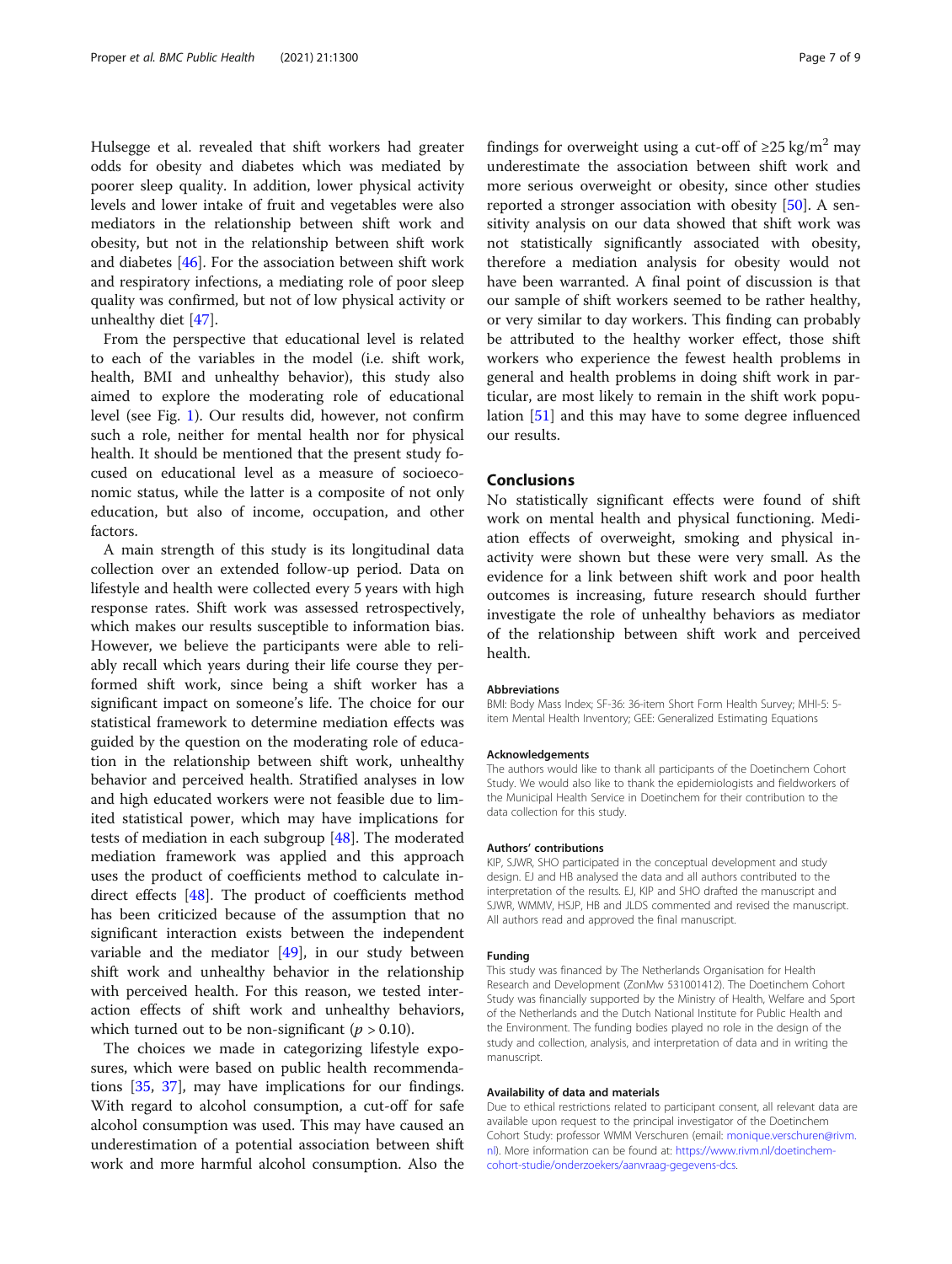Hulsegge et al. revealed that shift workers had greater odds for obesity and diabetes which was mediated by poorer sleep quality. In addition, lower physical activity levels and lower intake of fruit and vegetables were also mediators in the relationship between shift work and obesity, but not in the relationship between shift work and diabetes [46]. For the association between shift work and respiratory infections, a mediating role of poor sleep quality was confirmed, but not of low physical activity or unhealthy diet [47].

From the perspective that educational level is related to each of the variables in the model (i.e. shift work, health, BMI and unhealthy behavior), this study also aimed to explore the moderating role of educational level (see Fig. 1). Our results did, however, not confirm such a role, neither for mental health nor for physical health. It should be mentioned that the present study focused on educational level as a measure of socioeconomic status, while the latter is a composite of not only education, but also of income, occupation, and other factors.

A main strength of this study is its longitudinal data collection over an extended follow-up period. Data on lifestyle and health were collected every 5 years with high response rates. Shift work was assessed retrospectively, which makes our results susceptible to information bias. However, we believe the participants were able to reliably recall which years during their life course they performed shift work, since being a shift worker has a significant impact on someone's life. The choice for our statistical framework to determine mediation effects was guided by the question on the moderating role of education in the relationship between shift work, unhealthy behavior and perceived health. Stratified analyses in low and high educated workers were not feasible due to limited statistical power, which may have implications for tests of mediation in each subgroup [48]. The moderated mediation framework was applied and this approach uses the product of coefficients method to calculate indirect effects [48]. The product of coefficients method has been criticized because of the assumption that no significant interaction exists between the independent variable and the mediator [49], in our study between shift work and unhealthy behavior in the relationship with perceived health. For this reason, we tested interaction effects of shift work and unhealthy behaviors, which turned out to be non-significant ($p > 0.10$).

The choices we made in categorizing lifestyle exposures, which were based on public health recommendations [35, 37], may have implications for our findings. With regard to alcohol consumption, a cut-off for safe alcohol consumption was used. This may have caused an underestimation of a potential association between shift work and more harmful alcohol consumption. Also the findings for overweight using a cut-off of $\geq 25$ kg/m$^2$ may underestimate the association between shift work and more serious overweight or obesity, since other studies reported a stronger association with obesity [50]. A sensitivity analysis on our data showed that shift work was not statistically significantly associated with obesity, therefore a mediation analysis for obesity would not have been warranted. A final point of discussion is that our sample of shift workers seemed to be rather healthy, or very similar to day workers. This finding can probably be attributed to the healthy worker effect, those shift workers who experience the fewest health problems in general and health problems in doing shift work in particular, are most likely to remain in the shift work population [51] and this may have to some degree influenced our results.

## Conclusions

No statistically significant effects were found of shift work on mental health and physical functioning. Mediation effects of overweight, smoking and physical inactivity were shown but these were very small. As the evidence for a link between shift work and poor health outcomes is increasing, future research should further investigate the role of unhealthy behaviors as mediator of the relationship between shift work and perceived health.

#### Abbreviations

BMI: Body Mass Index; SF-36: 36-item Short Form Health Survey; MHI-5: 5-item Mental Health Inventory; GEE: Generalized Estimating Equations

#### Acknowledgements

The authors would like to thank all participants of the Doetinchem Cohort Study. We would also like to thank the epidemiologists and fieldworkers of the Municipal Health Service in Doetinchem for their contribution to the data collection for this study.

#### Authors' contributions

KIP, SJWR, SHO participated in the conceptual development and study design. EJ and HB analysed the data and all authors contributed to the interpretation of the results. EJ, KIP and SHO drafted the manuscript and SJWR, WMMV, HSJP, HB and JLDS commented and revised the manuscript. All authors read and approved the final manuscript.

#### Funding

This study was financed by The Netherlands Organisation for Health Research and Development (ZonMw 531001412). The Doetinchem Cohort Study was financially supported by the Ministry of Health, Welfare and Sport of the Netherlands and the Dutch National Institute for Public Health and the Environment. The funding bodies played no role in the design of the study and collection, analysis, and interpretation of data and in writing the manuscript.

#### Availability of data and materials

Due to ethical restrictions related to participant consent, all relevant data are available upon request to the principal investigator of the Doetinchem Cohort Study: professor WMM Verschuren (email: monique.verschuren@rivm.nl). More information can be found at: https://www.rivm.nl/doetinchem-cohort-studie/onderzoekers/aanvraag-gegevens-dcs.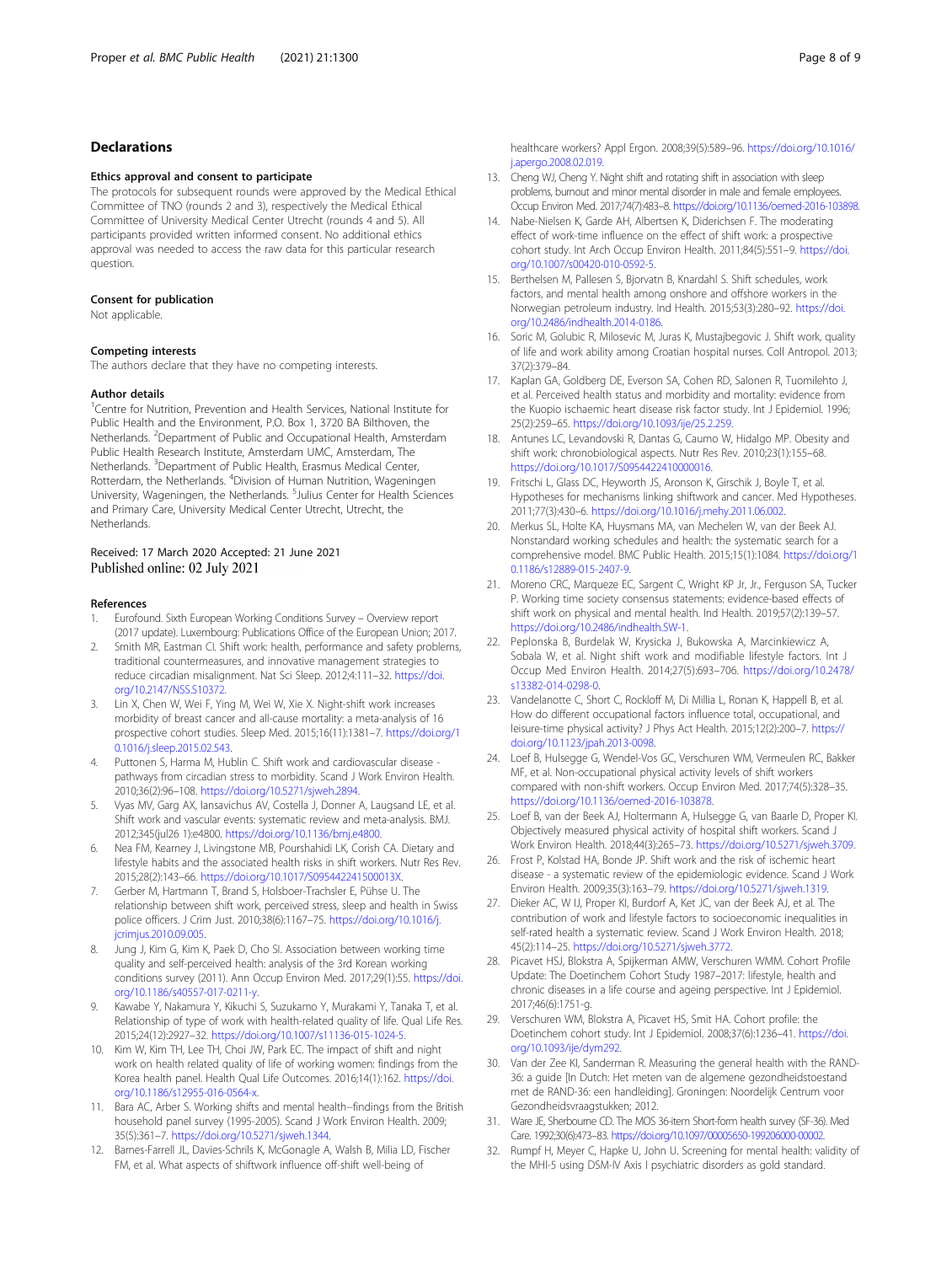## Declarations

### Ethics approval and consent to participate

The protocols for subsequent rounds were approved by the Medical Ethical Committee of TNO (rounds 2 and 3), respectively the Medical Ethical Committee of University Medical Center Utrecht (rounds 4 and 5). All participants provided written informed consent. No additional ethics approval was needed to access the raw data for this particular research question.

### Consent for publication

Not applicable.

### Competing interests

The authors declare that they have no competing interests.

### Author details

[1]Centre for Nutrition, Prevention and Health Services, National Institute for Public Health and the Environment, P.O. Box 1, 3720 BA Bilthoven, the Netherlands. [2]Department of Public and Occupational Health, Amsterdam Public Health Research Institute, Amsterdam UMC, Amsterdam, The Netherlands. [3]Department of Public Health, Erasmus Medical Center, Rotterdam, the Netherlands. [4]Division of Human Nutrition, Wageningen University, Wageningen, the Netherlands. [5]Julius Center for Health Sciences and Primary Care, University Medical Center Utrecht, Utrecht, the Netherlands.

Received: 17 March 2020 Accepted: 21 June 2021
Published online: 02 July 2021

### References

1. Eurofound. Sixth European Working Conditions Survey – Overview report (2017 update). Luxembourg: Publications Office of the European Union; 2017.
2. Smith MR, Eastman CI. Shift work: health, performance and safety problems, traditional countermeasures, and innovative management strategies to reduce circadian misalignment. Nat Sci Sleep. 2012;4:111–32. https://doi.org/10.2147/NSS.S10372.
3. Lin X, Chen W, Wei F, Ying M, Wei W, Xie X. Night-shift work increases morbidity of breast cancer and all-cause mortality: a meta-analysis of 16 prospective cohort studies. Sleep Med. 2015;16(11):1381–7. https://doi.org/10.1016/j.sleep.2015.02.543.
4. Puttonen S, Harma M, Hublin C. Shift work and cardiovascular disease - pathways from circadian stress to morbidity. Scand J Work Environ Health. 2010;36(2):96–108. https://doi.org/10.5271/sjweh.2894.
5. Vyas MV, Garg AX, Iansavichus AV, Costella J, Donner A, Laugsand LE, et al. Shift work and vascular events: systematic review and meta-analysis. BMJ. 2012;345(jul26 1):e4800. https://doi.org/10.1136/bmj.e4800.
6. Nea FM, Kearney J, Livingstone MB, Pourshahidi LK, Corish CA. Dietary and lifestyle habits and the associated health risks in shift workers. Nutr Res Rev. 2015;28(2):143–66. https://doi.org/10.1017/S095442241500013X.
7. Gerber M, Hartmann T, Brand S, Holsboer-Trachsler E, Pühse U. The relationship between shift work, perceived stress, sleep and health in Swiss police officers. J Crim Just. 2010;38(6):1167–75. https://doi.org/10.1016/j.jcrimjus.2010.09.005.
8. Jung J, Kim G, Kim K, Paek D, Cho SI. Association between working time quality and self-perceived health: analysis of the 3rd Korean working conditions survey (2011). Ann Occup Environ Med. 2017;29(1):55. https://doi.org/10.1186/s40557-017-0211-y.
9. Kawabe Y, Nakamura Y, Kikuchi S, Suzukamo Y, Murakami Y, Tanaka T, et al. Relationship of type of work with health-related quality of life. Qual Life Res. 2015;24(12):2927–32. https://doi.org/10.1007/s11136-015-1024-5.
10. Kim W, Kim TH, Lee TH, Choi JW, Park EC. The impact of shift and night work on health related quality of life of working women: findings from the Korea health panel. Health Qual Life Outcomes. 2016;14(1):162. https://doi.org/10.1186/s12955-016-0564-x.
11. Bara AC, Arber S. Working shifts and mental health--findings from the British household panel survey (1995-2005). Scand J Work Environ Health. 2009;35(5):361–7. https://doi.org/10.5271/sjweh.1344.
12. Barnes-Farrell JL, Davies-Schrils K, McGonagle A, Walsh B, Milia LD, Fischer FM, et al. What aspects of shiftwork influence off-shift well-being of healthcare workers? Appl Ergon. 2008;39(5):589–96. https://doi.org/10.1016/j.apergo.2008.02.019.
13. Cheng WJ, Cheng Y. Night shift and rotating shift in association with sleep problems, burnout and minor mental disorder in male and female employees. Occup Environ Med. 2017;74(7):483–8. https://doi.org/10.1136/oemed-2016-103898.
14. Nabe-Nielsen K, Garde AH, Albertsen K, Diderichsen F. The moderating effect of work-time influence on the effect of shift work: a prospective cohort study. Int Arch Occup Environ Health. 2011;84(5):551–9. https://doi.org/10.1007/s00420-010-0592-5.
15. Berthelsen M, Pallesen S, Bjorvatn B, Knardahl S. Shift schedules, work factors, and mental health among onshore and offshore workers in the Norwegian petroleum industry. Ind Health. 2015;53(3):280–92. https://doi.org/10.2486/indhealth.2014-0186.
16. Soric M, Golubic R, Milosevic M, Juras K, Mustajbegovic J. Shift work, quality of life and work ability among Croatian hospital nurses. Coll Antropol. 2013;37(2):379–84.
17. Kaplan GA, Goldberg DE, Everson SA, Cohen RD, Salonen R, Tuomilehto J, et al. Perceived health status and morbidity and mortality: evidence from the Kuopio ischaemic heart disease risk factor study. Int J Epidemiol. 1996;25(2):259–65. https://doi.org/10.1093/ije/25.2.259.
18. Antunes LC, Levandovski R, Dantas G, Caumo W, Hidalgo MP. Obesity and shift work: chronobiological aspects. Nutr Res Rev. 2010;23(1):155–68. https://doi.org/10.1017/S0954422410000016.
19. Fritschi L, Glass DC, Heyworth JS, Aronson K, Girschik J, Boyle T, et al. Hypotheses for mechanisms linking shiftwork and cancer. Med Hypotheses. 2011;77(3):430–6. https://doi.org/10.1016/j.mehy.2011.06.002.
20. Merkus SL, Holte KA, Huysmans MA, van Mechelen W, van der Beek AJ. Nonstandard working schedules and health: the systematic search for a comprehensive model. BMC Public Health. 2015;15(1):1084. https://doi.org/10.1186/s12889-015-2407-9.
21. Moreno CRC, Marqueze EC, Sargent C, Wright KP Jr, Jr., Ferguson SA, Tucker P. Working time society consensus statements: evidence-based effects of shift work on physical and mental health. Ind Health. 2019;57(2):139–57. https://doi.org/10.2486/indhealth.SW-1.
22. Peplonska B, Burdelak W, Krysicka J, Bukowska A, Marcinkiewicz A, Sobala W, et al. Night shift work and modifiable lifestyle factors. Int J Occup Med Environ Health. 2014;27(5):693–706. https://doi.org/10.2478/s13382-014-0298-0.
23. Vandelanotte C, Short C, Rockloff M, Di Millia L, Ronan K, Happell B, et al. How do different occupational factors influence total, occupational, and leisure-time physical activity? J Phys Act Health. 2015;12(2):200–7. https://doi.org/10.1123/jpah.2013-0098.
24. Loef B, Hulsegge G, Wendel-Vos GC, Verschuren WM, Vermeulen RC, Bakker MF, et al. Non-occupational physical activity levels of shift workers compared with non-shift workers. Occup Environ Med. 2017;74(5):328–35. https://doi.org/10.1136/oemed-2016-103878.
25. Loef B, van der Beek AJ, Holtermann A, Hulsegge G, van Baarle D, Proper KI. Objectively measured physical activity of hospital shift workers. Scand J Work Environ Health. 2018;44(3):265–73. https://doi.org/10.5271/sjweh.3709.
26. Frost P, Kolstad HA, Bonde JP. Shift work and the risk of ischemic heart disease - a systematic review of the epidemiologic evidence. Scand J Work Environ Health. 2009;35(3):163–79. https://doi.org/10.5271/sjweh.1319.
27. Dieker AC, W IJ, Proper KI, Burdorf A, Ket JC, van der Beek AJ, et al. The contribution of work and lifestyle factors to socioeconomic inequalities in self-rated health a systematic review. Scand J Work Environ Health. 2018;45(2):114–25. https://doi.org/10.5271/sjweh.3772.
28. Picavet HSJ, Blokstra A, Spijkerman AMW, Verschuren WMM. Cohort Profile Update: The Doetinchem Cohort Study 1987–2017: lifestyle, health and chronic diseases in a life course and ageing perspective. Int J Epidemiol. 2017;46(6):1751-g.
29. Verschuren WM, Blokstra A, Picavet HS, Smit HA. Cohort profile: the Doetinchem cohort study. Int J Epidemiol. 2008;37(6):1236–41. https://doi.org/10.1093/ije/dym292.
30. Van der Zee KI, Sanderman R. Measuring the general health with the RAND-36: a guide [In Dutch: Het meten van de algemene gezondheidstoestand met de RAND-36: een handleiding]. Groningen: Noordelijk Centrum voor Gezondheidsvraagstukken; 2012.
31. Ware JE, Sherbourne CD. The MOS 36-item Short-form health survey (SF-36). Med Care. 1992;30(6):473–83. https://doi.org/10.1097/00005650-199206000-00002.
32. Rumpf H, Meyer C, Hapke U, John U. Screening for mental health: validity of the MHI-5 using DSM-IV Axis I psychiatric disorders as gold standard.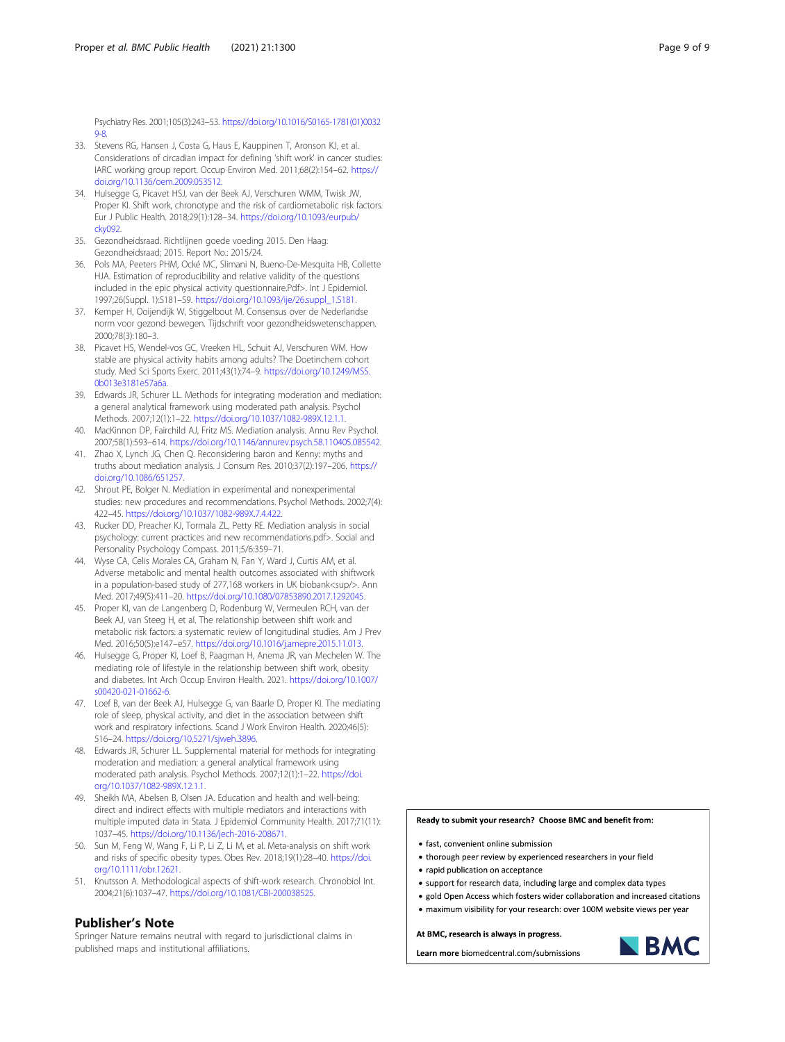Psychiatry Res. 2001;105(3):243–53. https://doi.org/10.1016/S0165-1781(01)00329-8.

33. Stevens RG, Hansen J, Costa G, Haus E, Kauppinen T, Aronson KJ, et al. Considerations of circadian impact for defining 'shift work' in cancer studies: IARC working group report. Occup Environ Med. 2011;68(2):154–62. https://doi.org/10.1136/oem.2009.053512.
34. Hulsegge G, Picavet HSJ, van der Beek AJ, Verschuren WMM, Twisk JW, Proper KI. Shift work, chronotype and the risk of cardiometabolic risk factors. Eur J Public Health. 2018;29(1):128–34. https://doi.org/10.1093/eurpub/cky092.
35. Gezondheidsraad. Richtlijnen goede voeding 2015. Den Haag: Gezondheidsraad; 2015. Report No.: 2015/24.
36. Pols MA, Peeters PHM, Ocké MC, Slimani N, Bueno-De-Mesquita HB, Collette HJA. Estimation of reproducibility and relative validity of the questions included in the epic physical activity questionnaire.Pdf>. Int J Epidemiol. 1997;26(Suppl. 1):S181–S9. https://doi.org/10.1093/ije/26.suppl_1.S181.
37. Kemper H, Ooijendijk W, Stiggelbout M. Consensus over de Nederlandse norm voor gezond bewegen. Tijdschrift voor gezondheidswetenschappen. 2000;78(3):180–3.
38. Picavet HS, Wendel-vos GC, Vreeken HL, Schuit AJ, Verschuren WM. How stable are physical activity habits among adults? The Doetinchem cohort study. Med Sci Sports Exerc. 2011;43(1):74–9. https://doi.org/10.1249/MSS.0b013e3181e57a6a.
39. Edwards JR, Schurer LL. Methods for integrating moderation and mediation: a general analytical framework using moderated path analysis. Psychol Methods. 2007;12(1):1–22. https://doi.org/10.1037/1082-989X.12.1.1.
40. MacKinnon DP, Fairchild AJ, Fritz MS. Mediation analysis. Annu Rev Psychol. 2007;58(1):593–614. https://doi.org/10.1146/annurev.psych.58.110405.085542.
41. Zhao X, Lynch JG, Chen Q. Reconsidering baron and Kenny: myths and truths about mediation analysis. J Consum Res. 2010;37(2):197–206. https://doi.org/10.1086/651257.
42. Shrout PE, Bolger N. Mediation in experimental and nonexperimental studies: new procedures and recommendations. Psychol Methods. 2002;7(4):422–45. https://doi.org/10.1037/1082-989X.7.4.422.
43. Rucker DD, Preacher KJ, Tormala ZL, Petty RE. Mediation analysis in social psychology: current practices and new recommendations.pdf>. Social and Personality Psychology Compass. 2011;5/6:359–71.
44. Wyse CA, Celis Morales CA, Graham N, Fan Y, Ward J, Curtis AM, et al. Adverse metabolic and mental health outcomes associated with shiftwork in a population-based study of 277,168 workers in UK biobank<sup/>. Ann Med. 2017;49(5):411–20. https://doi.org/10.1080/07853890.2017.1292045.
45. Proper KI, van de Langenberg D, Rodenburg W, Vermeulen RCH, van der Beek AJ, van Steeg H, et al. The relationship between shift work and metabolic risk factors: a systematic review of longitudinal studies. Am J Prev Med. 2016;50(5):e147–e57. https://doi.org/10.1016/j.amepre.2015.11.013.
46. Hulsegge G, Proper KI, Loef B, Paagman H, Anema JR, van Mechelen W. The mediating role of lifestyle in the relationship between shift work, obesity and diabetes. Int Arch Occup Environ Health. 2021. https://doi.org/10.1007/s00420-021-01662-6.
47. Loef B, van der Beek AJ, Hulsegge G, van Baarle D, Proper KI. The mediating role of sleep, physical activity, and diet in the association between shift work and respiratory infections. Scand J Work Environ Health. 2020;46(5):516–24. https://doi.org/10.5271/sjweh.3896.
48. Edwards JR, Schurer LL. Supplemental material for methods for integrating moderation and mediation: a general analytical framework using moderated path analysis. Psychol Methods. 2007;12(1):1–22. https://doi.org/10.1037/1082-989X.12.1.1.
49. Sheikh MA, Abelsen B, Olsen JA. Education and health and well-being: direct and indirect effects with multiple mediators and interactions with multiple imputed data in Stata. J Epidemiol Community Health. 2017;71(11):1037–45. https://doi.org/10.1136/jech-2016-208671.
50. Sun M, Feng W, Wang F, Li P, Li Z, Li M, et al. Meta-analysis on shift work and risks of specific obesity types. Obes Rev. 2018;19(1):28–40. https://doi.org/10.1111/obr.12621.
51. Knutsson A. Methodological aspects of shift-work research. Chronobiol Int. 2004;21(6):1037–47. https://doi.org/10.1081/CBI-200038525.

## Publisher's Note

Springer Nature remains neutral with regard to jurisdictional claims in published maps and institutional affiliations.

**Ready to submit your research? Choose BMC and benefit from:**

- fast, convenient online submission
- thorough peer review by experienced researchers in your field
- rapid publication on acceptance
- support for research data, including large and complex data types
- gold Open Access which fosters wider collaboration and increased citations
- maximum visibility for your research: over 100M website views per year

**At BMC, research is always in progress.**

**Learn more** biomedcentral.com/submissions

BMC